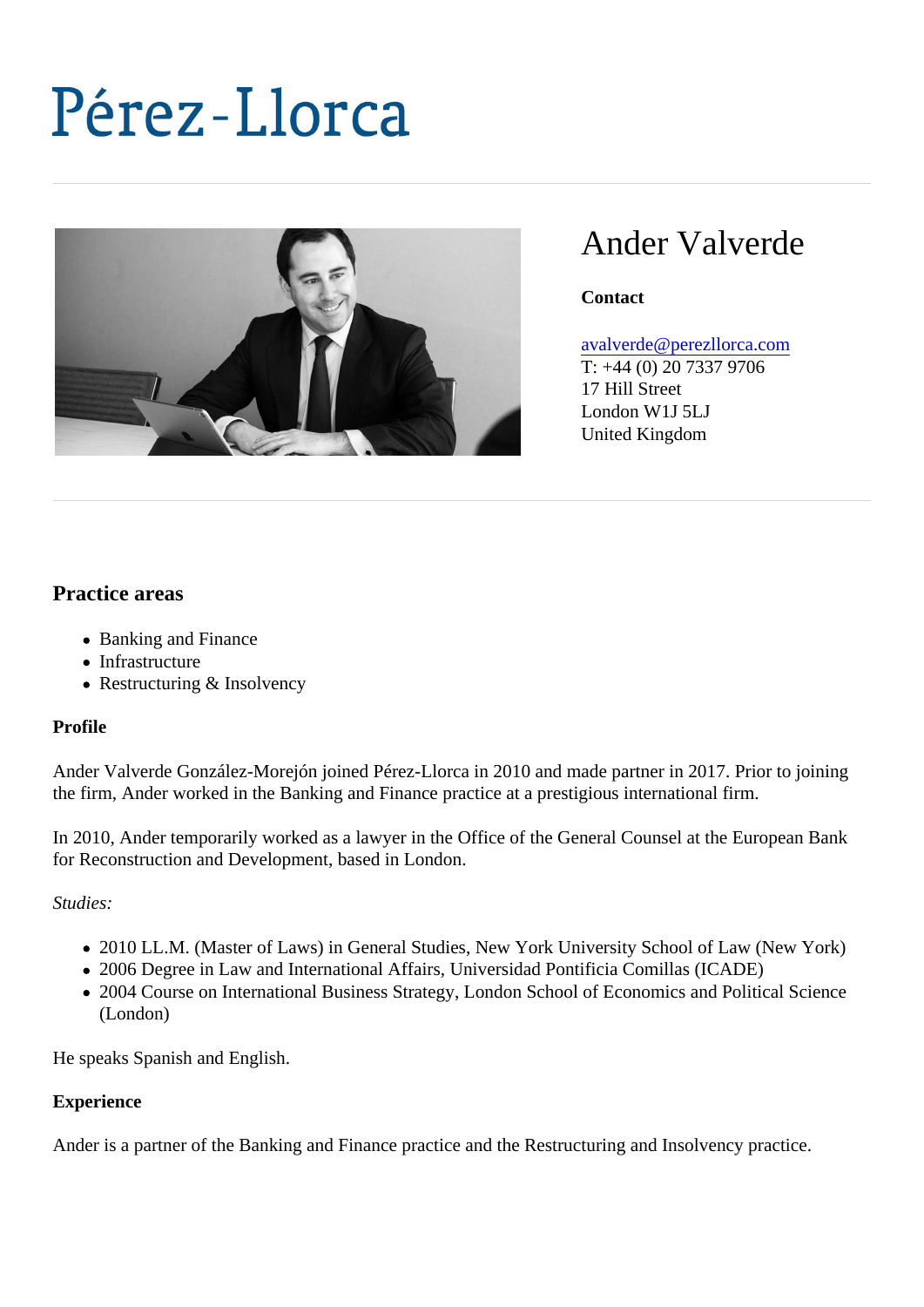# Pérez-Llorca

## Ander Valverde

**Contact**

avalverde@perezllorca.com
T: +44 (0) 20 7337 9706
17 Hill Street
London W1J 5LJ
United Kingdom

### Practice areas

- Banking and Finance
- Infrastructure
- Restructuring & Insolvency

**Profile**

Ander Valverde González-Morejón joined Pérez-Llorca in 2010 and made partner in 2017. Prior to joining the firm, Ander worked in the Banking and Finance practice at a prestigious international firm.

In 2010, Ander temporarily worked as a lawyer in the Office of the General Counsel at the European Bank for Reconstruction and Development, based in London.

*Studies:*

- 2010 LL.M. (Master of Laws) in General Studies, New York University School of Law (New York)
- 2006 Degree in Law and International Affairs, Universidad Pontificia Comillas (ICADE)
- 2004 Course on International Business Strategy, London School of Economics and Political Science (London)

He speaks Spanish and English.

**Experience**

Ander is a partner of the Banking and Finance practice and the Restructuring and Insolvency practice.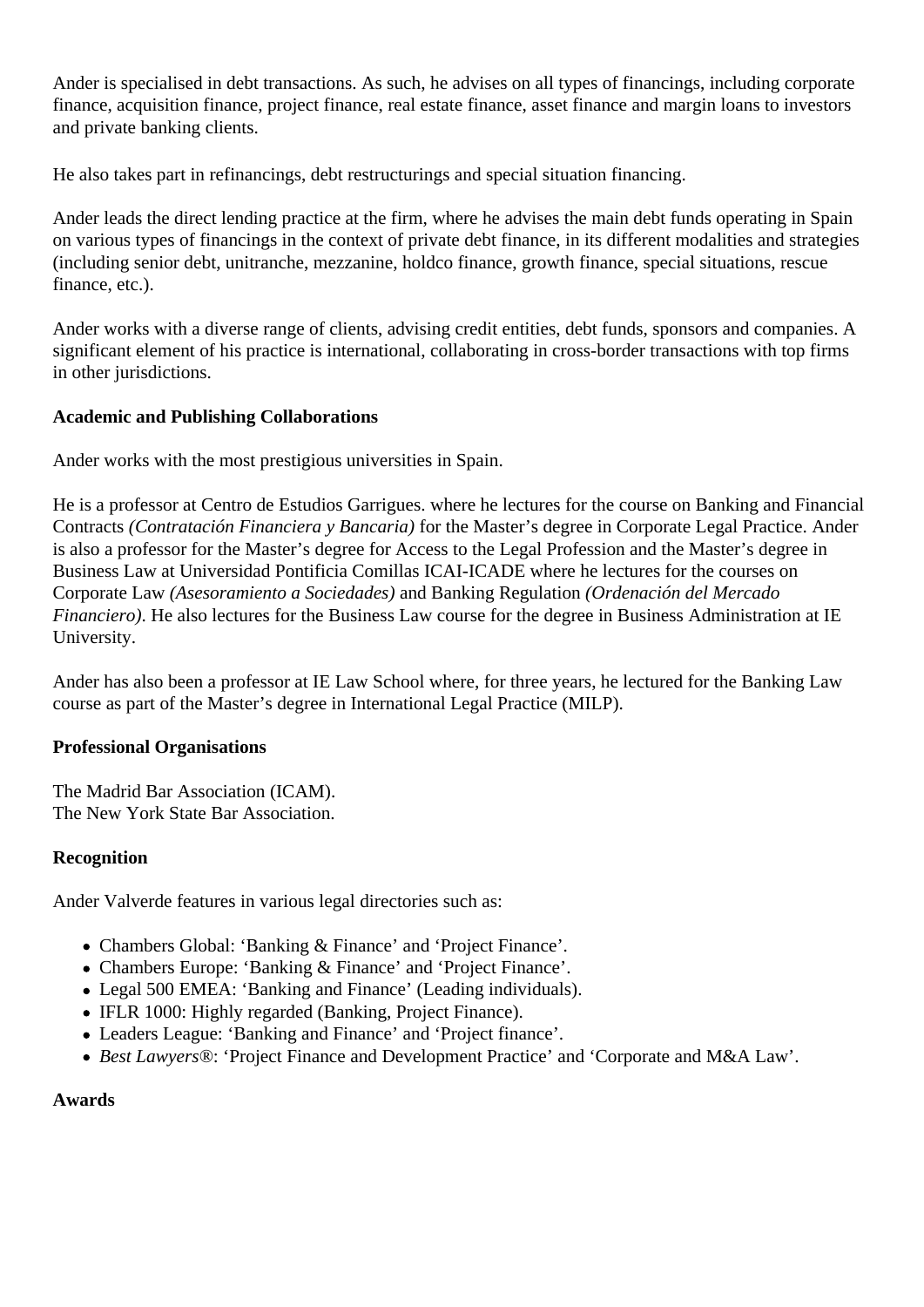Ander is specialised in debt transactions. As such, he advises on all types of financings, including corporate finance, acquisition finance, project finance, real estate finance, asset finance and margin loans to investors and private banking clients.

He also takes part in refinancings, debt restructurings and special situation financing.

Ander leads the direct lending practice at the firm, where he advises the main debt funds operating in Spain on various types of financings in the context of private debt finance, in its different modalities and strategies (including senior debt, unitranche, mezzanine, holdco finance, growth finance, special situations, rescue finance, etc.).

Ander works with a diverse range of clients, advising credit entities, debt funds, sponsors and companies. A significant element of his practice is international, collaborating in cross-border transactions with top firms in other jurisdictions.

**Academic and Publishing Collaborations**

Ander works with the most prestigious universities in Spain.

He is a professor at Centro de Estudios Garrigues. where he lectures for the course on Banking and Financial Contracts *(Contratación Financiera y Bancaria)* for the Master's degree in Corporate Legal Practice. Ander is also a professor for the Master's degree for Access to the Legal Profession and the Master's degree in Business Law at Universidad Pontificia Comillas ICAI-ICADE where he lectures for the courses on Corporate Law *(Asesoramiento a Sociedades)* and Banking Regulation *(Ordenación del Mercado Financiero)*. He also lectures for the Business Law course for the degree in Business Administration at IE University.

Ander has also been a professor at IE Law School where, for three years, he lectured for the Banking Law course as part of the Master's degree in International Legal Practice (MILP).

**Professional Organisations**

The Madrid Bar Association (ICAM).
The New York State Bar Association.

**Recognition**

Ander Valverde features in various legal directories such as:

- Chambers Global: 'Banking & Finance' and 'Project Finance'.
- Chambers Europe: 'Banking & Finance' and 'Project Finance'.
- Legal 500 EMEA: 'Banking and Finance' (Leading individuals).
- IFLR 1000: Highly regarded (Banking, Project Finance).
- Leaders League: 'Banking and Finance' and 'Project finance'.
- *Best Lawyers*®: 'Project Finance and Development Practice' and 'Corporate and M&A Law'.

**Awards**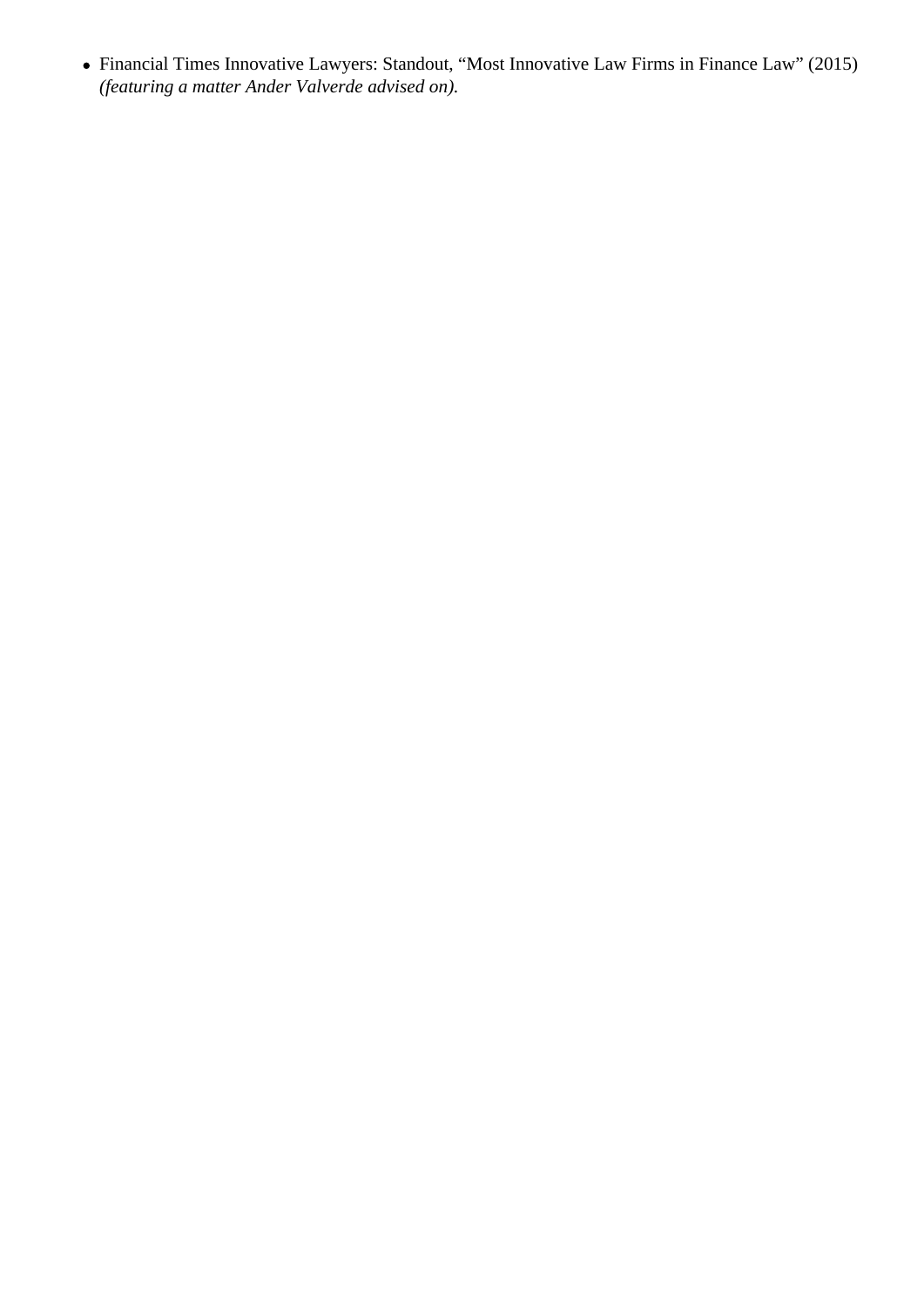- Financial Times Innovative Lawyers: Standout, “Most Innovative Law Firms in Finance Law” (2015) *(featuring a matter Ander Valverde advised on).*